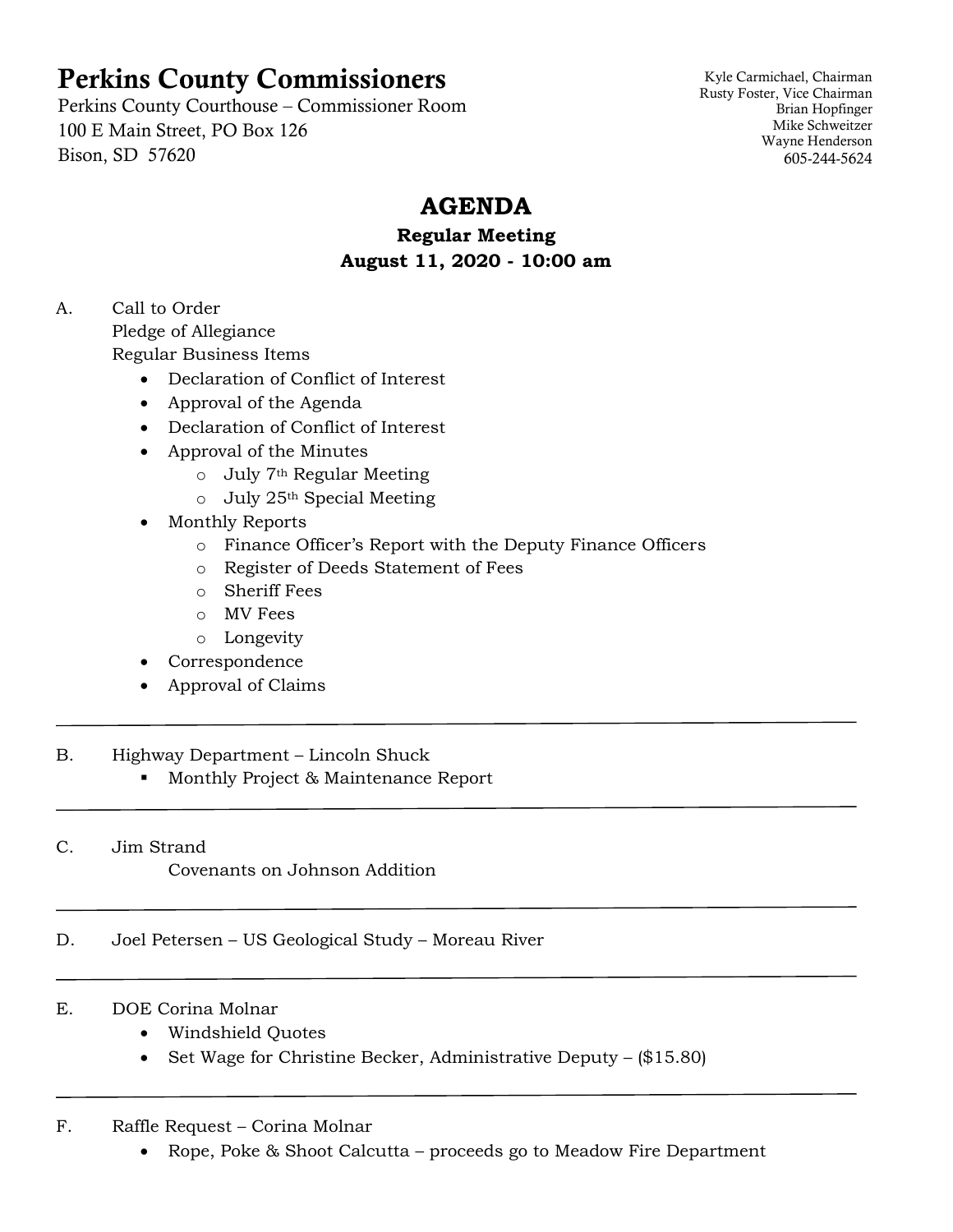# Perkins County Commissioners

Perkins County Courthouse – Commissioner Room
100 E Main Street, PO Box 126
Bison, SD 57620

Kyle Carmichael, Chairman
Rusty Foster, Vice Chairman
Brian Hopfinger
Mike Schweitzer
Wayne Henderson
605-244-5624

## AGENDA

### Regular Meeting
### August 11, 2020 - 10:00 am

A. Call to Order
Pledge of Allegiance
Regular Business Items
- Declaration of Conflict of Interest
- Approval of the Agenda
- Declaration of Conflict of Interest
- Approval of the Minutes
  - July 7th Regular Meeting
  - July 25th Special Meeting
- Monthly Reports
  - Finance Officer's Report with the Deputy Finance Officers
  - Register of Deeds Statement of Fees
  - Sheriff Fees
  - MV Fees
  - Longevity
- Correspondence
- Approval of Claims

---

B. Highway Department – Lincoln Shuck
- Monthly Project & Maintenance Report

---

C. Jim Strand
Covenants on Johnson Addition

---

D. Joel Petersen – US Geological Study – Moreau River

---

E. DOE Corina Molnar
- Windshield Quotes
- Set Wage for Christine Becker, Administrative Deputy – ($15.80)

---

F. Raffle Request – Corina Molnar
- Rope, Poke & Shoot Calcutta – proceeds go to Meadow Fire Department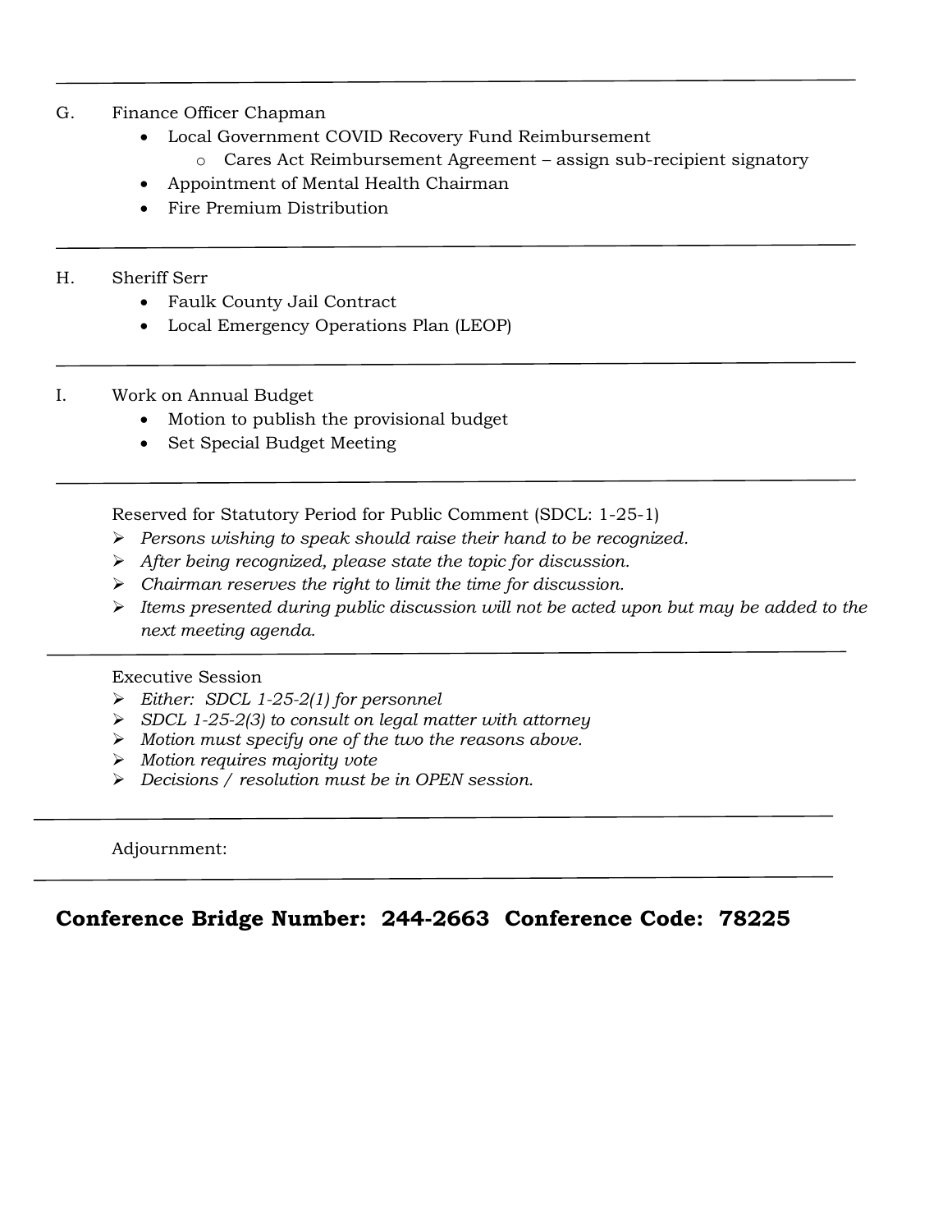---

G. Finance Officer Chapman

- Local Government COVID Recovery Fund Reimbursement
  - Cares Act Reimbursement Agreement – assign sub-recipient signatory
- Appointment of Mental Health Chairman
- Fire Premium Distribution

---

H. Sheriff Serr

- Faulk County Jail Contract
- Local Emergency Operations Plan (LEOP)

---

I. Work on Annual Budget

- Motion to publish the provisional budget
- Set Special Budget Meeting

---

Reserved for Statutory Period for Public Comment (SDCL: 1-25-1)

- *Persons wishing to speak should raise their hand to be recognized.*
- *After being recognized, please state the topic for discussion.*
- *Chairman reserves the right to limit the time for discussion.*
- *Items presented during public discussion will not be acted upon but may be added to the next meeting agenda.*

---

Executive Session

- *Either: SDCL 1-25-2(1) for personnel*
- *SDCL 1-25-2(3) to consult on legal matter with attorney*
- *Motion must specify one of the two the reasons above.*
- *Motion requires majority vote*
- *Decisions / resolution must be in OPEN session.*

---

Adjournment:

---

**Conference Bridge Number: 244-2663 Conference Code: 78225**